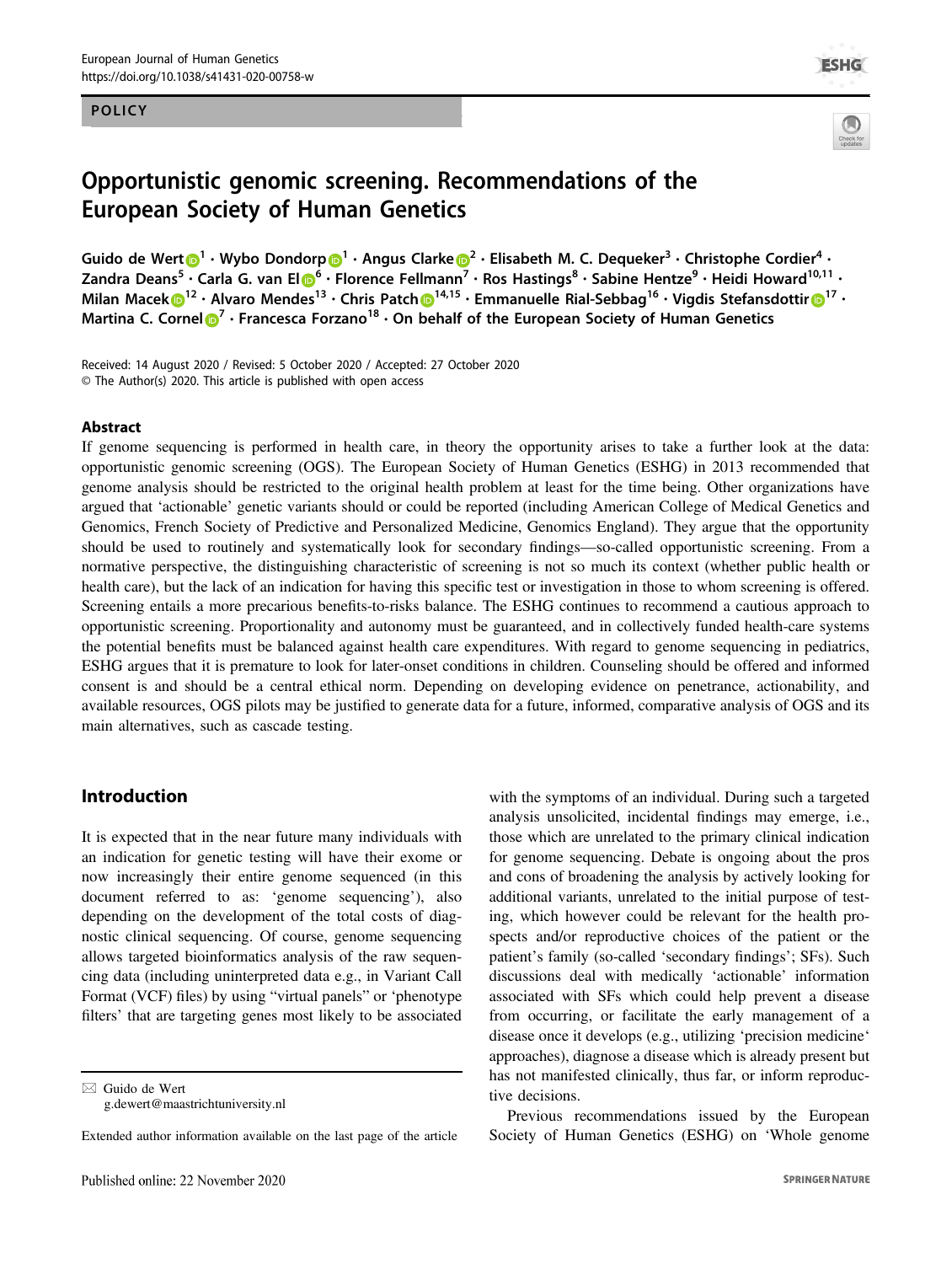POLICY

# Opportunistic genomic screening. Recommendations of the European Society of Human Genetics

Guido de Wert[1] · Wybo Dondorp[1] · Angus Clarke[2] · Elisabeth M. C. Dequeker[3] · Christophe Cordier[4] · Zandra Deans[5] · Carla G. van El[6] · Florence Fellmann[7] · Ros Hastings[8] · Sabine Hentze[9] · Heidi Howard[10,11] · Milan Macek[12] · Alvaro Mendes[13] · Chris Patch[14,15] · Emmanuelle Rial-Sebbag[16] · Vigdis Stefansdottir[17] · Martina C. Cornel[7] · Francesca Forzano[18] · On behalf of the European Society of Human Genetics

Received: 14 August 2020 / Revised: 5 October 2020 / Accepted: 27 October 2020
© The Author(s) 2020. This article is published with open access

## Abstract

If genome sequencing is performed in health care, in theory the opportunity arises to take a further look at the data: opportunistic genomic screening (OGS). The European Society of Human Genetics (ESHG) in 2013 recommended that genome analysis should be restricted to the original health problem at least for the time being. Other organizations have argued that 'actionable' genetic variants should or could be reported (including American College of Medical Genetics and Genomics, French Society of Predictive and Personalized Medicine, Genomics England). They argue that the opportunity should be used to routinely and systematically look for secondary findings—so-called opportunistic screening. From a normative perspective, the distinguishing characteristic of screening is not so much its context (whether public health or health care), but the lack of an indication for having this specific test or investigation in those to whom screening is offered. Screening entails a more precarious benefits-to-risks balance. The ESHG continues to recommend a cautious approach to opportunistic screening. Proportionality and autonomy must be guaranteed, and in collectively funded health-care systems the potential benefits must be balanced against health care expenditures. With regard to genome sequencing in pediatrics, ESHG argues that it is premature to look for later-onset conditions in children. Counseling should be offered and informed consent is and should be a central ethical norm. Depending on developing evidence on penetrance, actionability, and available resources, OGS pilots may be justified to generate data for a future, informed, comparative analysis of OGS and its main alternatives, such as cascade testing.

## Introduction

It is expected that in the near future many individuals with an indication for genetic testing will have their exome or now increasingly their entire genome sequenced (in this document referred to as: 'genome sequencing'), also depending on the development of the total costs of diagnostic clinical sequencing. Of course, genome sequencing allows targeted bioinformatics analysis of the raw sequencing data (including uninterpreted data e.g., in Variant Call Format (VCF) files) by using "virtual panels" or 'phenotype filters' that are targeting genes most likely to be associated with the symptoms of an individual. During such a targeted analysis unsolicited, incidental findings may emerge, i.e., those which are unrelated to the primary clinical indication for genome sequencing. Debate is ongoing about the pros and cons of broadening the analysis by actively looking for additional variants, unrelated to the initial purpose of testing, which however could be relevant for the health prospects and/or reproductive choices of the patient or the patient's family (so-called 'secondary findings'; SFs). Such discussions deal with medically 'actionable' information associated with SFs which could help prevent a disease from occurring, or facilitate the early management of a disease once it develops (e.g., utilizing 'precision medicine' approaches), diagnose a disease which is already present but has not manifested clinically, thus far, or inform reproductive decisions.

Previous recommendations issued by the European Society of Human Genetics (ESHG) on 'Whole genome

✉ Guido de Wert
g.dewert@maastrichtuniversity.nl

Extended author information available on the last page of the article

Published online: 22 November 2020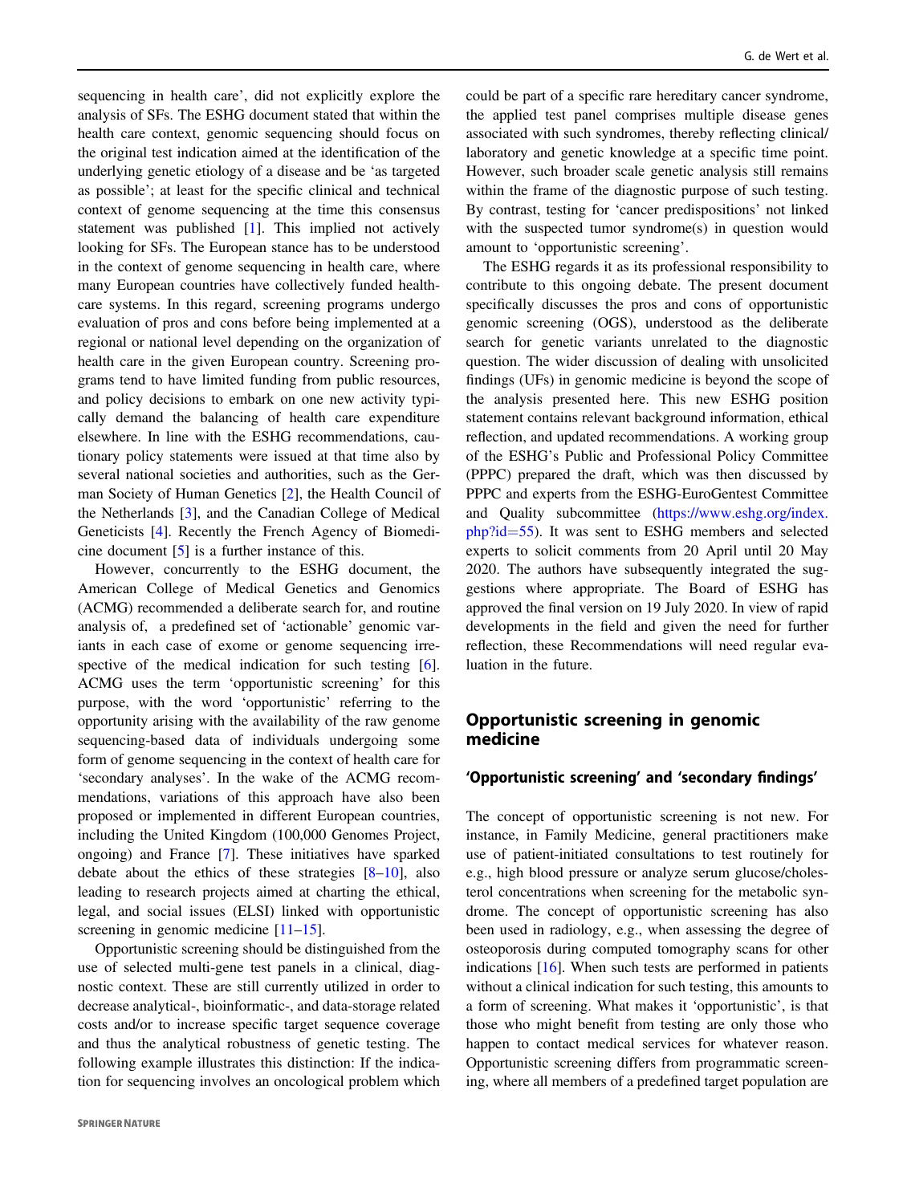sequencing in health care', did not explicitly explore the analysis of SFs. The ESHG document stated that within the health care context, genomic sequencing should focus on the original test indication aimed at the identification of the underlying genetic etiology of a disease and be 'as targeted as possible'; at least for the specific clinical and technical context of genome sequencing at the time this consensus statement was published [1]. This implied not actively looking for SFs. The European stance has to be understood in the context of genome sequencing in health care, where many European countries have collectively funded health-care systems. In this regard, screening programs undergo evaluation of pros and cons before being implemented at a regional or national level depending on the organization of health care in the given European country. Screening programs tend to have limited funding from public resources, and policy decisions to embark on one new activity typically demand the balancing of health care expenditure elsewhere. In line with the ESHG recommendations, cautionary policy statements were issued at that time also by several national societies and authorities, such as the German Society of Human Genetics [2], the Health Council of the Netherlands [3], and the Canadian College of Medical Geneticists [4]. Recently the French Agency of Biomedicine document [5] is a further instance of this.

However, concurrently to the ESHG document, the American College of Medical Genetics and Genomics (ACMG) recommended a deliberate search for, and routine analysis of, a predefined set of 'actionable' genomic variants in each case of exome or genome sequencing irrespective of the medical indication for such testing [6]. ACMG uses the term 'opportunistic screening' for this purpose, with the word 'opportunistic' referring to the opportunity arising with the availability of the raw genome sequencing-based data of individuals undergoing some form of genome sequencing in the context of health care for 'secondary analyses'. In the wake of the ACMG recommendations, variations of this approach have also been proposed or implemented in different European countries, including the United Kingdom (100,000 Genomes Project, ongoing) and France [7]. These initiatives have sparked debate about the ethics of these strategies [8–10], also leading to research projects aimed at charting the ethical, legal, and social issues (ELSI) linked with opportunistic screening in genomic medicine [11–15].

Opportunistic screening should be distinguished from the use of selected multi-gene test panels in a clinical, diagnostic context. These are still currently utilized in order to decrease analytical-, bioinformatic-, and data-storage related costs and/or to increase specific target sequence coverage and thus the analytical robustness of genetic testing. The following example illustrates this distinction: If the indication for sequencing involves an oncological problem which could be part of a specific rare hereditary cancer syndrome, the applied test panel comprises multiple disease genes associated with such syndromes, thereby reflecting clinical/laboratory and genetic knowledge at a specific time point. However, such broader scale genetic analysis still remains within the frame of the diagnostic purpose of such testing. By contrast, testing for 'cancer predispositions' not linked with the suspected tumor syndrome(s) in question would amount to 'opportunistic screening'.

The ESHG regards it as its professional responsibility to contribute to this ongoing debate. The present document specifically discusses the pros and cons of opportunistic genomic screening (OGS), understood as the deliberate search for genetic variants unrelated to the diagnostic question. The wider discussion of dealing with unsolicited findings (UFs) in genomic medicine is beyond the scope of the analysis presented here. This new ESHG position statement contains relevant background information, ethical reflection, and updated recommendations. A working group of the ESHG's Public and Professional Policy Committee (PPPC) prepared the draft, which was then discussed by PPPC and experts from the ESHG-EuroGentest Committee and Quality subcommittee (https://www.eshg.org/index.php?id=55). It was sent to ESHG members and selected experts to solicit comments from 20 April until 20 May 2020. The authors have subsequently integrated the suggestions where appropriate. The Board of ESHG has approved the final version on 19 July 2020. In view of rapid developments in the field and given the need for further reflection, these Recommendations will need regular evaluation in the future.

## Opportunistic screening in genomic medicine

### 'Opportunistic screening' and 'secondary findings'

The concept of opportunistic screening is not new. For instance, in Family Medicine, general practitioners make use of patient-initiated consultations to test routinely for e.g., high blood pressure or analyze serum glucose/cholesterol concentrations when screening for the metabolic syndrome. The concept of opportunistic screening has also been used in radiology, e.g., when assessing the degree of osteoporosis during computed tomography scans for other indications [16]. When such tests are performed in patients without a clinical indication for such testing, this amounts to a form of screening. What makes it 'opportunistic', is that those who might benefit from testing are only those who happen to contact medical services for whatever reason. Opportunistic screening differs from programmatic screening, where all members of a predefined target population are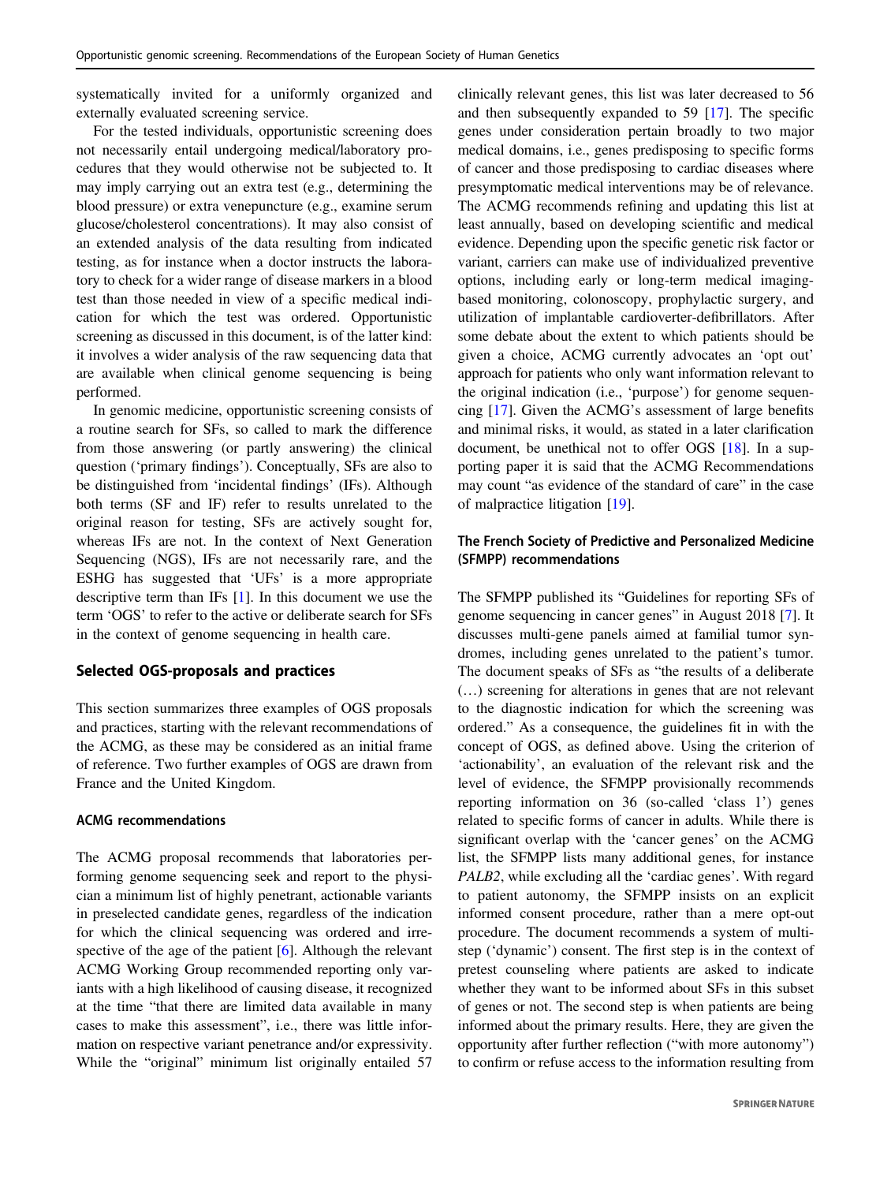systematically invited for a uniformly organized and externally evaluated screening service.

For the tested individuals, opportunistic screening does not necessarily entail undergoing medical/laboratory procedures that they would otherwise not be subjected to. It may imply carrying out an extra test (e.g., determining the blood pressure) or extra venepuncture (e.g., examine serum glucose/cholesterol concentrations). It may also consist of an extended analysis of the data resulting from indicated testing, as for instance when a doctor instructs the laboratory to check for a wider range of disease markers in a blood test than those needed in view of a specific medical indication for which the test was ordered. Opportunistic screening as discussed in this document, is of the latter kind: it involves a wider analysis of the raw sequencing data that are available when clinical genome sequencing is being performed.

In genomic medicine, opportunistic screening consists of a routine search for SFs, so called to mark the difference from those answering (or partly answering) the clinical question ('primary findings'). Conceptually, SFs are also to be distinguished from 'incidental findings' (IFs). Although both terms (SF and IF) refer to results unrelated to the original reason for testing, SFs are actively sought for, whereas IFs are not. In the context of Next Generation Sequencing (NGS), IFs are not necessarily rare, and the ESHG has suggested that 'UFs' is a more appropriate descriptive term than IFs [1]. In this document we use the term 'OGS' to refer to the active or deliberate search for SFs in the context of genome sequencing in health care.

## Selected OGS-proposals and practices

This section summarizes three examples of OGS proposals and practices, starting with the relevant recommendations of the ACMG, as these may be considered as an initial frame of reference. Two further examples of OGS are drawn from France and the United Kingdom.

### ACMG recommendations

The ACMG proposal recommends that laboratories performing genome sequencing seek and report to the physician a minimum list of highly penetrant, actionable variants in preselected candidate genes, regardless of the indication for which the clinical sequencing was ordered and irrespective of the age of the patient [6]. Although the relevant ACMG Working Group recommended reporting only variants with a high likelihood of causing disease, it recognized at the time "that there are limited data available in many cases to make this assessment", i.e., there was little information on respective variant penetrance and/or expressivity. While the "original" minimum list originally entailed 57 clinically relevant genes, this list was later decreased to 56 and then subsequently expanded to 59 [17]. The specific genes under consideration pertain broadly to two major medical domains, i.e., genes predisposing to specific forms of cancer and those predisposing to cardiac diseases where presymptomatic medical interventions may be of relevance. The ACMG recommends refining and updating this list at least annually, based on developing scientific and medical evidence. Depending upon the specific genetic risk factor or variant, carriers can make use of individualized preventive options, including early or long-term medical imaging-based monitoring, colonoscopy, prophylactic surgery, and utilization of implantable cardioverter-defibrillators. After some debate about the extent to which patients should be given a choice, ACMG currently advocates an 'opt out' approach for patients who only want information relevant to the original indication (i.e., 'purpose') for genome sequencing [17]. Given the ACMG's assessment of large benefits and minimal risks, it would, as stated in a later clarification document, be unethical not to offer OGS [18]. In a supporting paper it is said that the ACMG Recommendations may count "as evidence of the standard of care" in the case of malpractice litigation [19].

### The French Society of Predictive and Personalized Medicine (SFMPP) recommendations

The SFMPP published its "Guidelines for reporting SFs of genome sequencing in cancer genes" in August 2018 [7]. It discusses multi-gene panels aimed at familial tumor syndromes, including genes unrelated to the patient's tumor. The document speaks of SFs as "the results of a deliberate (…) screening for alterations in genes that are not relevant to the diagnostic indication for which the screening was ordered." As a consequence, the guidelines fit in with the concept of OGS, as defined above. Using the criterion of 'actionability', an evaluation of the relevant risk and the level of evidence, the SFMPP provisionally recommends reporting information on 36 (so-called 'class 1') genes related to specific forms of cancer in adults. While there is significant overlap with the 'cancer genes' on the ACMG list, the SFMPP lists many additional genes, for instance *PALB2*, while excluding all the 'cardiac genes'. With regard to patient autonomy, the SFMPP insists on an explicit informed consent procedure, rather than a mere opt-out procedure. The document recommends a system of multi-step ('dynamic') consent. The first step is in the context of pretest counseling where patients are asked to indicate whether they want to be informed about SFs in this subset of genes or not. The second step is when patients are being informed about the primary results. Here, they are given the opportunity after further reflection ("with more autonomy") to confirm or refuse access to the information resulting from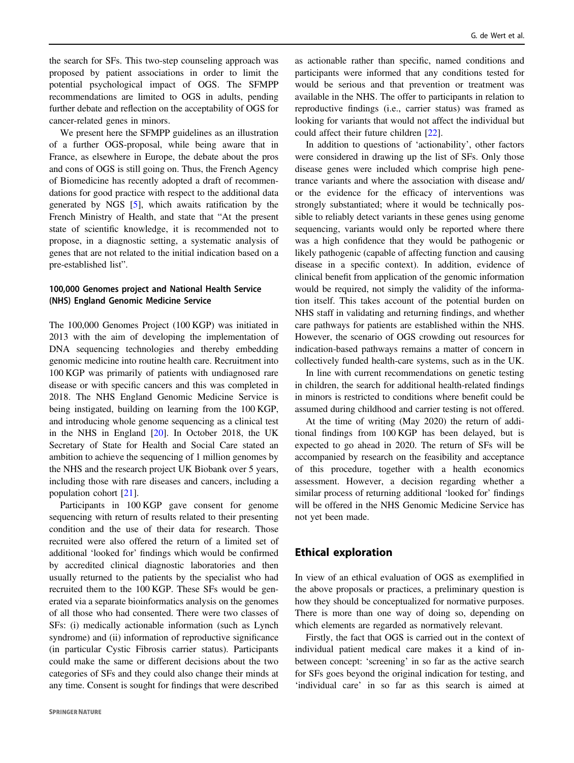the search for SFs. This two-step counseling approach was proposed by patient associations in order to limit the potential psychological impact of OGS. The SFMPP recommendations are limited to OGS in adults, pending further debate and reflection on the acceptability of OGS for cancer-related genes in minors.

We present here the SFMPP guidelines as an illustration of a further OGS-proposal, while being aware that in France, as elsewhere in Europe, the debate about the pros and cons of OGS is still going on. Thus, the French Agency of Biomedicine has recently adopted a draft of recommendations for good practice with respect to the additional data generated by NGS [5], which awaits ratification by the French Ministry of Health, and state that "At the present state of scientific knowledge, it is recommended not to propose, in a diagnostic setting, a systematic analysis of genes that are not related to the initial indication based on a pre-established list".

### 100,000 Genomes project and National Health Service (NHS) England Genomic Medicine Service

The 100,000 Genomes Project (100 KGP) was initiated in 2013 with the aim of developing the implementation of DNA sequencing technologies and thereby embedding genomic medicine into routine health care. Recruitment into 100 KGP was primarily of patients with undiagnosed rare disease or with specific cancers and this was completed in 2018. The NHS England Genomic Medicine Service is being instigated, building on learning from the 100 KGP, and introducing whole genome sequencing as a clinical test in the NHS in England [20]. In October 2018, the UK Secretary of State for Health and Social Care stated an ambition to achieve the sequencing of 1 million genomes by the NHS and the research project UK Biobank over 5 years, including those with rare diseases and cancers, including a population cohort [21].

Participants in 100 KGP gave consent for genome sequencing with return of results related to their presenting condition and the use of their data for research. Those recruited were also offered the return of a limited set of additional 'looked for' findings which would be confirmed by accredited clinical diagnostic laboratories and then usually returned to the patients by the specialist who had recruited them to the 100 KGP. These SFs would be generated via a separate bioinformatics analysis on the genomes of all those who had consented. There were two classes of SFs: (i) medically actionable information (such as Lynch syndrome) and (ii) information of reproductive significance (in particular Cystic Fibrosis carrier status). Participants could make the same or different decisions about the two categories of SFs and they could also change their minds at any time. Consent is sought for findings that were described as actionable rather than specific, named conditions and participants were informed that any conditions tested for would be serious and that prevention or treatment was available in the NHS. The offer to participants in relation to reproductive findings (i.e., carrier status) was framed as looking for variants that would not affect the individual but could affect their future children [22].

In addition to questions of 'actionability', other factors were considered in drawing up the list of SFs. Only those disease genes were included which comprise high penetrance variants and where the association with disease and/or the evidence for the efficacy of interventions was strongly substantiated; where it would be technically possible to reliably detect variants in these genes using genome sequencing, variants would only be reported where there was a high confidence that they would be pathogenic or likely pathogenic (capable of affecting function and causing disease in a specific context). In addition, evidence of clinical benefit from application of the genomic information would be required, not simply the validity of the information itself. This takes account of the potential burden on NHS staff in validating and returning findings, and whether care pathways for patients are established within the NHS. However, the scenario of OGS crowding out resources for indication-based pathways remains a matter of concern in collectively funded health-care systems, such as in the UK.

In line with current recommendations on genetic testing in children, the search for additional health-related findings in minors is restricted to conditions where benefit could be assumed during childhood and carrier testing is not offered.

At the time of writing (May 2020) the return of additional findings from 100 KGP has been delayed, but is expected to go ahead in 2020. The return of SFs will be accompanied by research on the feasibility and acceptance of this procedure, together with a health economics assessment. However, a decision regarding whether a similar process of returning additional 'looked for' findings will be offered in the NHS Genomic Medicine Service has not yet been made.

## Ethical exploration

In view of an ethical evaluation of OGS as exemplified in the above proposals or practices, a preliminary question is how they should be conceptualized for normative purposes. There is more than one way of doing so, depending on which elements are regarded as normatively relevant.

Firstly, the fact that OGS is carried out in the context of individual patient medical care makes it a kind of in-between concept: 'screening' in so far as the active search for SFs goes beyond the original indication for testing, and 'individual care' in so far as this search is aimed at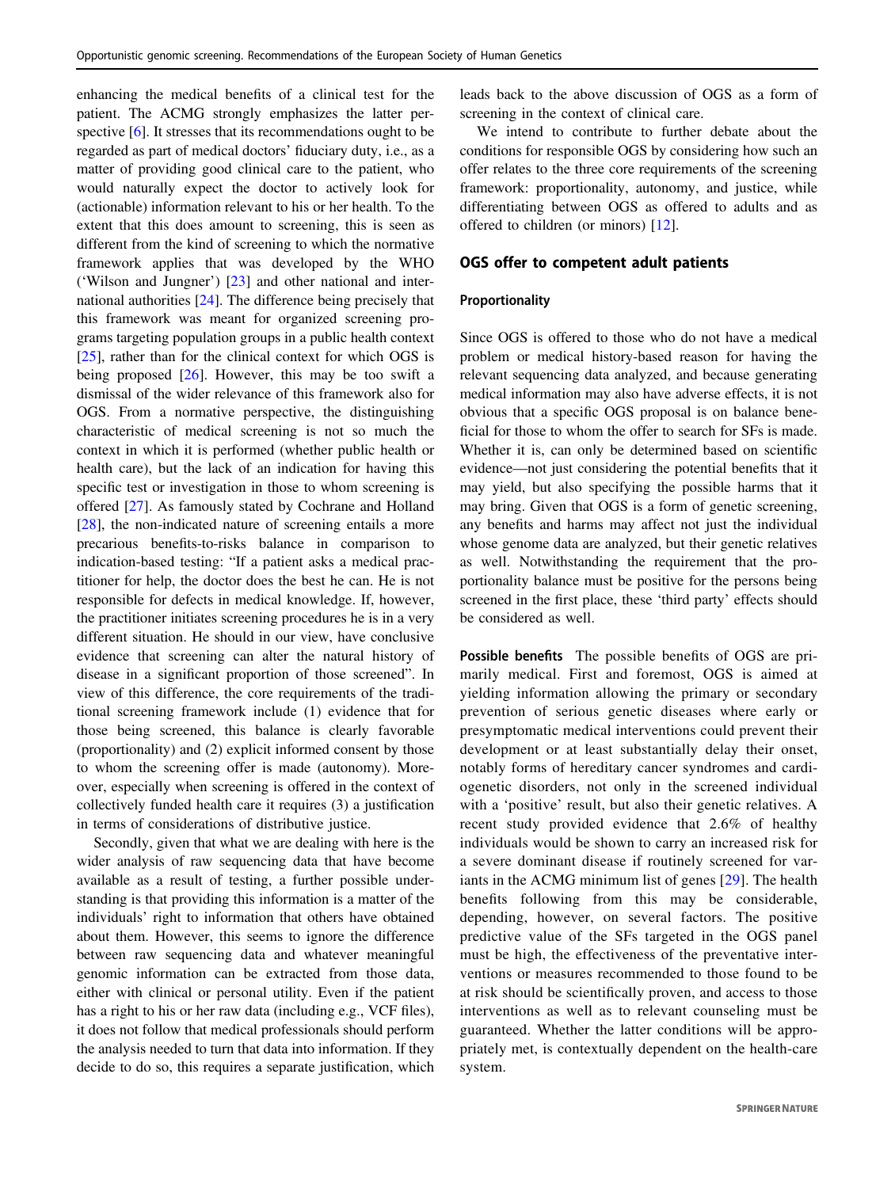enhancing the medical benefits of a clinical test for the patient. The ACMG strongly emphasizes the latter perspective [6]. It stresses that its recommendations ought to be regarded as part of medical doctors' fiduciary duty, i.e., as a matter of providing good clinical care to the patient, who would naturally expect the doctor to actively look for (actionable) information relevant to his or her health. To the extent that this does amount to screening, this is seen as different from the kind of screening to which the normative framework applies that was developed by the WHO ('Wilson and Jungner') [23] and other national and international authorities [24]. The difference being precisely that this framework was meant for organized screening programs targeting population groups in a public health context [25], rather than for the clinical context for which OGS is being proposed [26]. However, this may be too swift a dismissal of the wider relevance of this framework also for OGS. From a normative perspective, the distinguishing characteristic of medical screening is not so much the context in which it is performed (whether public health or health care), but the lack of an indication for having this specific test or investigation in those to whom screening is offered [27]. As famously stated by Cochrane and Holland [28], the non-indicated nature of screening entails a more precarious benefits-to-risks balance in comparison to indication-based testing: "If a patient asks a medical practitioner for help, the doctor does the best he can. He is not responsible for defects in medical knowledge. If, however, the practitioner initiates screening procedures he is in a very different situation. He should in our view, have conclusive evidence that screening can alter the natural history of disease in a significant proportion of those screened". In view of this difference, the core requirements of the traditional screening framework include (1) evidence that for those being screened, this balance is clearly favorable (proportionality) and (2) explicit informed consent by those to whom the screening offer is made (autonomy). Moreover, especially when screening is offered in the context of collectively funded health care it requires (3) a justification in terms of considerations of distributive justice.

Secondly, given that what we are dealing with here is the wider analysis of raw sequencing data that have become available as a result of testing, a further possible understanding is that providing this information is a matter of the individuals' right to information that others have obtained about them. However, this seems to ignore the difference between raw sequencing data and whatever meaningful genomic information can be extracted from those data, either with clinical or personal utility. Even if the patient has a right to his or her raw data (including e.g., VCF files), it does not follow that medical professionals should perform the analysis needed to turn that data into information. If they decide to do so, this requires a separate justification, which leads back to the above discussion of OGS as a form of screening in the context of clinical care.

We intend to contribute to further debate about the conditions for responsible OGS by considering how such an offer relates to the three core requirements of the screening framework: proportionality, autonomy, and justice, while differentiating between OGS as offered to adults and as offered to children (or minors) [12].

## OGS offer to competent adult patients

### Proportionality

Since OGS is offered to those who do not have a medical problem or medical history-based reason for having the relevant sequencing data analyzed, and because generating medical information may also have adverse effects, it is not obvious that a specific OGS proposal is on balance beneficial for those to whom the offer to search for SFs is made. Whether it is, can only be determined based on scientific evidence—not just considering the potential benefits that it may yield, but also specifying the possible harms that it may bring. Given that OGS is a form of genetic screening, any benefits and harms may affect not just the individual whose genome data are analyzed, but their genetic relatives as well. Notwithstanding the requirement that the proportionality balance must be positive for the persons being screened in the first place, these 'third party' effects should be considered as well.

**Possible benefits** The possible benefits of OGS are primarily medical. First and foremost, OGS is aimed at yielding information allowing the primary or secondary prevention of serious genetic diseases where early or presymptomatic medical interventions could prevent their development or at least substantially delay their onset, notably forms of hereditary cancer syndromes and cardiogenetic disorders, not only in the screened individual with a 'positive' result, but also their genetic relatives. A recent study provided evidence that 2.6% of healthy individuals would be shown to carry an increased risk for a severe dominant disease if routinely screened for variants in the ACMG minimum list of genes [29]. The health benefits following from this may be considerable, depending, however, on several factors. The positive predictive value of the SFs targeted in the OGS panel must be high, the effectiveness of the preventative interventions or measures recommended to those found to be at risk should be scientifically proven, and access to those interventions as well as to relevant counseling must be guaranteed. Whether the latter conditions will be appropriately met, is contextually dependent on the health-care system.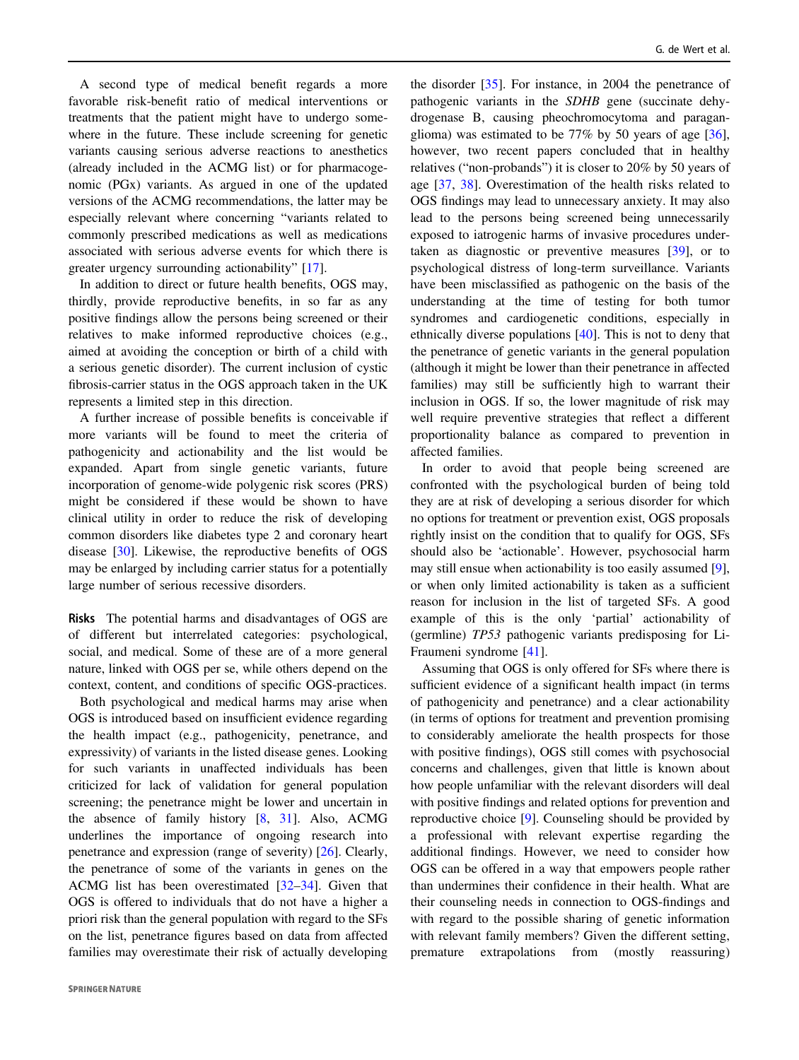A second type of medical benefit regards a more favorable risk-benefit ratio of medical interventions or treatments that the patient might have to undergo somewhere in the future. These include screening for genetic variants causing serious adverse reactions to anesthetics (already included in the ACMG list) or for pharmacogenomic (PGx) variants. As argued in one of the updated versions of the ACMG recommendations, the latter may be especially relevant where concerning "variants related to commonly prescribed medications as well as medications associated with serious adverse events for which there is greater urgency surrounding actionability" [17].

In addition to direct or future health benefits, OGS may, thirdly, provide reproductive benefits, in so far as any positive findings allow the persons being screened or their relatives to make informed reproductive choices (e.g., aimed at avoiding the conception or birth of a child with a serious genetic disorder). The current inclusion of cystic fibrosis-carrier status in the OGS approach taken in the UK represents a limited step in this direction.

A further increase of possible benefits is conceivable if more variants will be found to meet the criteria of pathogenicity and actionability and the list would be expanded. Apart from single genetic variants, future incorporation of genome-wide polygenic risk scores (PRS) might be considered if these would be shown to have clinical utility in order to reduce the risk of developing common disorders like diabetes type 2 and coronary heart disease [30]. Likewise, the reproductive benefits of OGS may be enlarged by including carrier status for a potentially large number of serious recessive disorders.

**Risks** The potential harms and disadvantages of OGS are of different but interrelated categories: psychological, social, and medical. Some of these are of a more general nature, linked with OGS per se, while others depend on the context, content, and conditions of specific OGS-practices.

Both psychological and medical harms may arise when OGS is introduced based on insufficient evidence regarding the health impact (e.g., pathogenicity, penetrance, and expressivity) of variants in the listed disease genes. Looking for such variants in unaffected individuals has been criticized for lack of validation for general population screening; the penetrance might be lower and uncertain in the absence of family history [8, 31]. Also, ACMG underlines the importance of ongoing research into penetrance and expression (range of severity) [26]. Clearly, the penetrance of some of the variants in genes on the ACMG list has been overestimated [32–34]. Given that OGS is offered to individuals that do not have a higher a priori risk than the general population with regard to the SFs on the list, penetrance figures based on data from affected families may overestimate their risk of actually developing the disorder [35]. For instance, in 2004 the penetrance of pathogenic variants in the *SDHB* gene (succinate dehydrogenase B, causing pheochromocytoma and paraganglioma) was estimated to be 77% by 50 years of age [36], however, two recent papers concluded that in healthy relatives ("non-probands") it is closer to 20% by 50 years of age [37, 38]. Overestimation of the health risks related to OGS findings may lead to unnecessary anxiety. It may also lead to the persons being screened being unnecessarily exposed to iatrogenic harms of invasive procedures undertaken as diagnostic or preventive measures [39], or to psychological distress of long-term surveillance. Variants have been misclassified as pathogenic on the basis of the understanding at the time of testing for both tumor syndromes and cardiogenetic conditions, especially in ethnically diverse populations [40]. This is not to deny that the penetrance of genetic variants in the general population (although it might be lower than their penetrance in affected families) may still be sufficiently high to warrant their inclusion in OGS. If so, the lower magnitude of risk may well require preventive strategies that reflect a different proportionality balance as compared to prevention in affected families.

In order to avoid that people being screened are confronted with the psychological burden of being told they are at risk of developing a serious disorder for which no options for treatment or prevention exist, OGS proposals rightly insist on the condition that to qualify for OGS, SFs should also be 'actionable'. However, psychosocial harm may still ensue when actionability is too easily assumed [9], or when only limited actionability is taken as a sufficient reason for inclusion in the list of targeted SFs. A good example of this is the only 'partial' actionability of (germline) *TP53* pathogenic variants predisposing for Li-Fraumeni syndrome [41].

Assuming that OGS is only offered for SFs where there is sufficient evidence of a significant health impact (in terms of pathogenicity and penetrance) and a clear actionability (in terms of options for treatment and prevention promising to considerably ameliorate the health prospects for those with positive findings), OGS still comes with psychosocial concerns and challenges, given that little is known about how people unfamiliar with the relevant disorders will deal with positive findings and related options for prevention and reproductive choice [9]. Counseling should be provided by a professional with relevant expertise regarding the additional findings. However, we need to consider how OGS can be offered in a way that empowers people rather than undermines their confidence in their health. What are their counseling needs in connection to OGS-findings and with regard to the possible sharing of genetic information with relevant family members? Given the different setting, premature extrapolations from (mostly reassuring)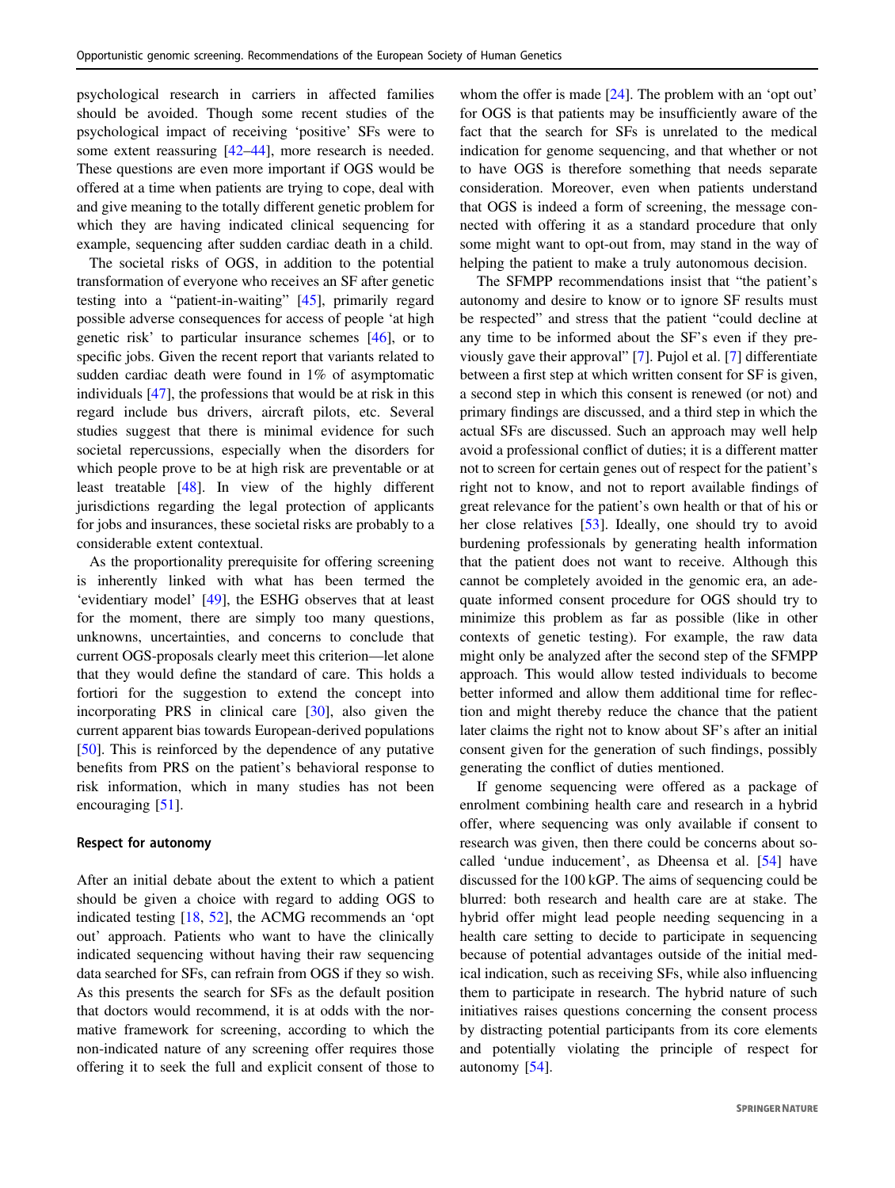psychological research in carriers in affected families should be avoided. Though some recent studies of the psychological impact of receiving 'positive' SFs were to some extent reassuring [42–44], more research is needed. These questions are even more important if OGS would be offered at a time when patients are trying to cope, deal with and give meaning to the totally different genetic problem for which they are having indicated clinical sequencing for example, sequencing after sudden cardiac death in a child.

The societal risks of OGS, in addition to the potential transformation of everyone who receives an SF after genetic testing into a "patient-in-waiting" [45], primarily regard possible adverse consequences for access of people 'at high genetic risk' to particular insurance schemes [46], or to specific jobs. Given the recent report that variants related to sudden cardiac death were found in 1% of asymptomatic individuals [47], the professions that would be at risk in this regard include bus drivers, aircraft pilots, etc. Several studies suggest that there is minimal evidence for such societal repercussions, especially when the disorders for which people prove to be at high risk are preventable or at least treatable [48]. In view of the highly different jurisdictions regarding the legal protection of applicants for jobs and insurances, these societal risks are probably to a considerable extent contextual.

As the proportionality prerequisite for offering screening is inherently linked with what has been termed the 'evidentiary model' [49], the ESHG observes that at least for the moment, there are simply too many questions, unknowns, uncertainties, and concerns to conclude that current OGS-proposals clearly meet this criterion—let alone that they would define the standard of care. This holds a fortiori for the suggestion to extend the concept into incorporating PRS in clinical care [30], also given the current apparent bias towards European-derived populations [50]. This is reinforced by the dependence of any putative benefits from PRS on the patient's behavioral response to risk information, which in many studies has not been encouraging [51].

#### Respect for autonomy

After an initial debate about the extent to which a patient should be given a choice with regard to adding OGS to indicated testing [18, 52], the ACMG recommends an 'opt out' approach. Patients who want to have the clinically indicated sequencing without having their raw sequencing data searched for SFs, can refrain from OGS if they so wish. As this presents the search for SFs as the default position that doctors would recommend, it is at odds with the normative framework for screening, according to which the non-indicated nature of any screening offer requires those offering it to seek the full and explicit consent of those to whom the offer is made [24]. The problem with an 'opt out' for OGS is that patients may be insufficiently aware of the fact that the search for SFs is unrelated to the medical indication for genome sequencing, and that whether or not to have OGS is therefore something that needs separate consideration. Moreover, even when patients understand that OGS is indeed a form of screening, the message connected with offering it as a standard procedure that only some might want to opt-out from, may stand in the way of helping the patient to make a truly autonomous decision.

The SFMPP recommendations insist that "the patient's autonomy and desire to know or to ignore SF results must be respected" and stress that the patient "could decline at any time to be informed about the SF's even if they previously gave their approval" [7]. Pujol et al. [7] differentiate between a first step at which written consent for SF is given, a second step in which this consent is renewed (or not) and primary findings are discussed, and a third step in which the actual SFs are discussed. Such an approach may well help avoid a professional conflict of duties; it is a different matter not to screen for certain genes out of respect for the patient's right not to know, and not to report available findings of great relevance for the patient's own health or that of his or her close relatives [53]. Ideally, one should try to avoid burdening professionals by generating health information that the patient does not want to receive. Although this cannot be completely avoided in the genomic era, an adequate informed consent procedure for OGS should try to minimize this problem as far as possible (like in other contexts of genetic testing). For example, the raw data might only be analyzed after the second step of the SFMPP approach. This would allow tested individuals to become better informed and allow them additional time for reflection and might thereby reduce the chance that the patient later claims the right not to know about SF's after an initial consent given for the generation of such findings, possibly generating the conflict of duties mentioned.

If genome sequencing were offered as a package of enrolment combining health care and research in a hybrid offer, where sequencing was only available if consent to research was given, then there could be concerns about so-called 'undue inducement', as Dheensa et al. [54] have discussed for the 100 kGP. The aims of sequencing could be blurred: both research and health care are at stake. The hybrid offer might lead people needing sequencing in a health care setting to decide to participate in sequencing because of potential advantages outside of the initial medical indication, such as receiving SFs, while also influencing them to participate in research. The hybrid nature of such initiatives raises questions concerning the consent process by distracting potential participants from its core elements and potentially violating the principle of respect for autonomy [54].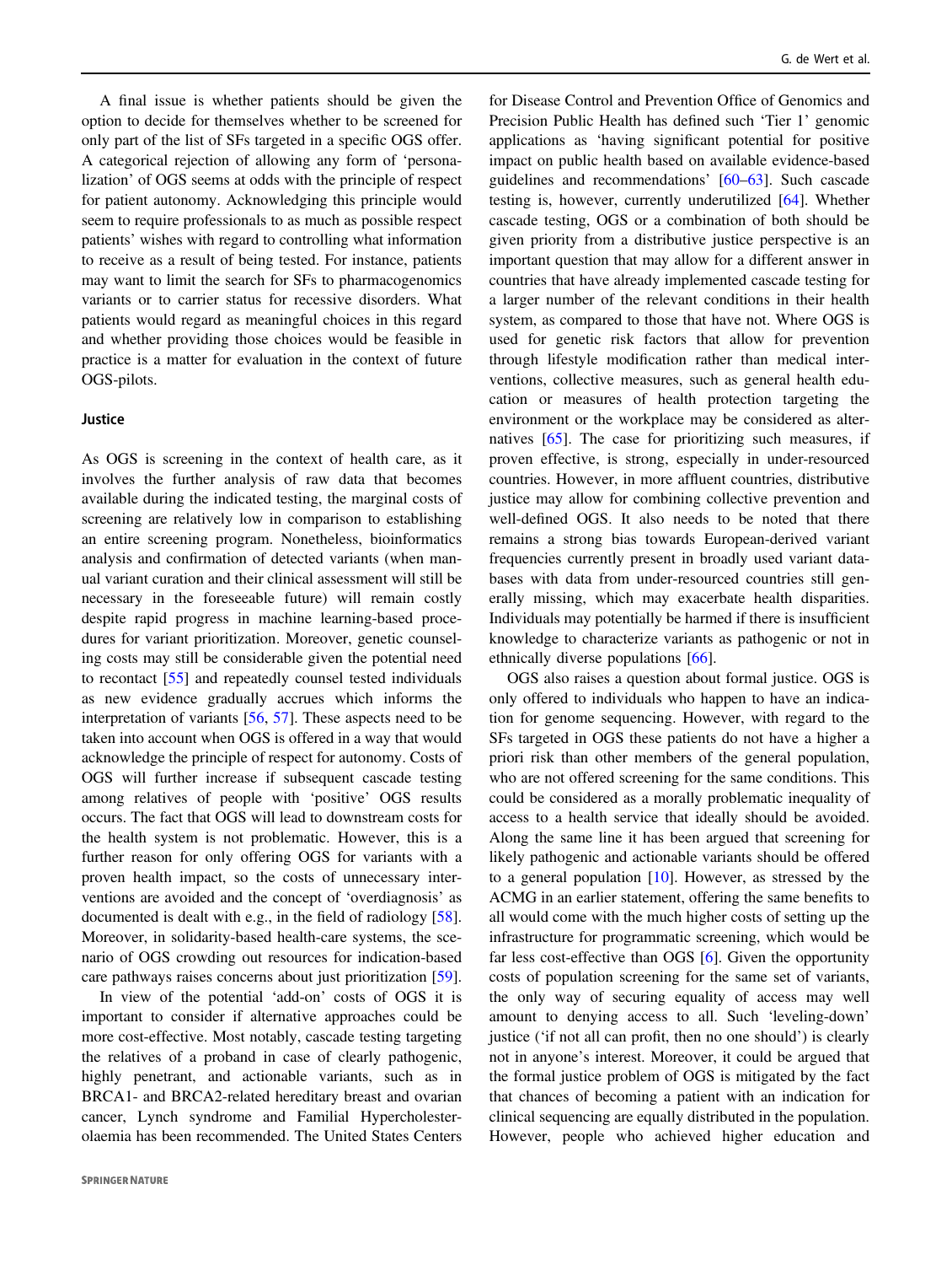A final issue is whether patients should be given the option to decide for themselves whether to be screened for only part of the list of SFs targeted in a specific OGS offer. A categorical rejection of allowing any form of 'personalization' of OGS seems at odds with the principle of respect for patient autonomy. Acknowledging this principle would seem to require professionals to as much as possible respect patients' wishes with regard to controlling what information to receive as a result of being tested. For instance, patients may want to limit the search for SFs to pharmacogenomics variants or to carrier status for recessive disorders. What patients would regard as meaningful choices in this regard and whether providing those choices would be feasible in practice is a matter for evaluation in the context of future OGS-pilots.

### Justice

As OGS is screening in the context of health care, as it involves the further analysis of raw data that becomes available during the indicated testing, the marginal costs of screening are relatively low in comparison to establishing an entire screening program. Nonetheless, bioinformatics analysis and confirmation of detected variants (when manual variant curation and their clinical assessment will still be necessary in the foreseeable future) will remain costly despite rapid progress in machine learning-based procedures for variant prioritization. Moreover, genetic counseling costs may still be considerable given the potential need to recontact [55] and repeatedly counsel tested individuals as new evidence gradually accrues which informs the interpretation of variants [56, 57]. These aspects need to be taken into account when OGS is offered in a way that would acknowledge the principle of respect for autonomy. Costs of OGS will further increase if subsequent cascade testing among relatives of people with 'positive' OGS results occurs. The fact that OGS will lead to downstream costs for the health system is not problematic. However, this is a further reason for only offering OGS for variants with a proven health impact, so the costs of unnecessary interventions are avoided and the concept of 'overdiagnosis' as documented is dealt with e.g., in the field of radiology [58]. Moreover, in solidarity-based health-care systems, the scenario of OGS crowding out resources for indication-based care pathways raises concerns about just prioritization [59].

In view of the potential 'add-on' costs of OGS it is important to consider if alternative approaches could be more cost-effective. Most notably, cascade testing targeting the relatives of a proband in case of clearly pathogenic, highly penetrant, and actionable variants, such as in BRCA1- and BRCA2-related hereditary breast and ovarian cancer, Lynch syndrome and Familial Hypercholesterolaemia has been recommended. The United States Centers for Disease Control and Prevention Office of Genomics and Precision Public Health has defined such 'Tier 1' genomic applications as 'having significant potential for positive impact on public health based on available evidence-based guidelines and recommendations' [60–63]. Such cascade testing is, however, currently underutilized [64]. Whether cascade testing, OGS or a combination of both should be given priority from a distributive justice perspective is an important question that may allow for a different answer in countries that have already implemented cascade testing for a larger number of the relevant conditions in their health system, as compared to those that have not. Where OGS is used for genetic risk factors that allow for prevention through lifestyle modification rather than medical interventions, collective measures, such as general health education or measures of health protection targeting the environment or the workplace may be considered as alternatives [65]. The case for prioritizing such measures, if proven effective, is strong, especially in under-resourced countries. However, in more affluent countries, distributive justice may allow for combining collective prevention and well-defined OGS. It also needs to be noted that there remains a strong bias towards European-derived variant frequencies currently present in broadly used variant databases with data from under-resourced countries still generally missing, which may exacerbate health disparities. Individuals may potentially be harmed if there is insufficient knowledge to characterize variants as pathogenic or not in ethnically diverse populations [66].

OGS also raises a question about formal justice. OGS is only offered to individuals who happen to have an indication for genome sequencing. However, with regard to the SFs targeted in OGS these patients do not have a higher a priori risk than other members of the general population, who are not offered screening for the same conditions. This could be considered as a morally problematic inequality of access to a health service that ideally should be avoided. Along the same line it has been argued that screening for likely pathogenic and actionable variants should be offered to a general population [10]. However, as stressed by the ACMG in an earlier statement, offering the same benefits to all would come with the much higher costs of setting up the infrastructure for programmatic screening, which would be far less cost-effective than OGS [6]. Given the opportunity costs of population screening for the same set of variants, the only way of securing equality of access may well amount to denying access to all. Such 'leveling-down' justice ('if not all can profit, then no one should') is clearly not in anyone's interest. Moreover, it could be argued that the formal justice problem of OGS is mitigated by the fact that chances of becoming a patient with an indication for clinical sequencing are equally distributed in the population. However, people who achieved higher education and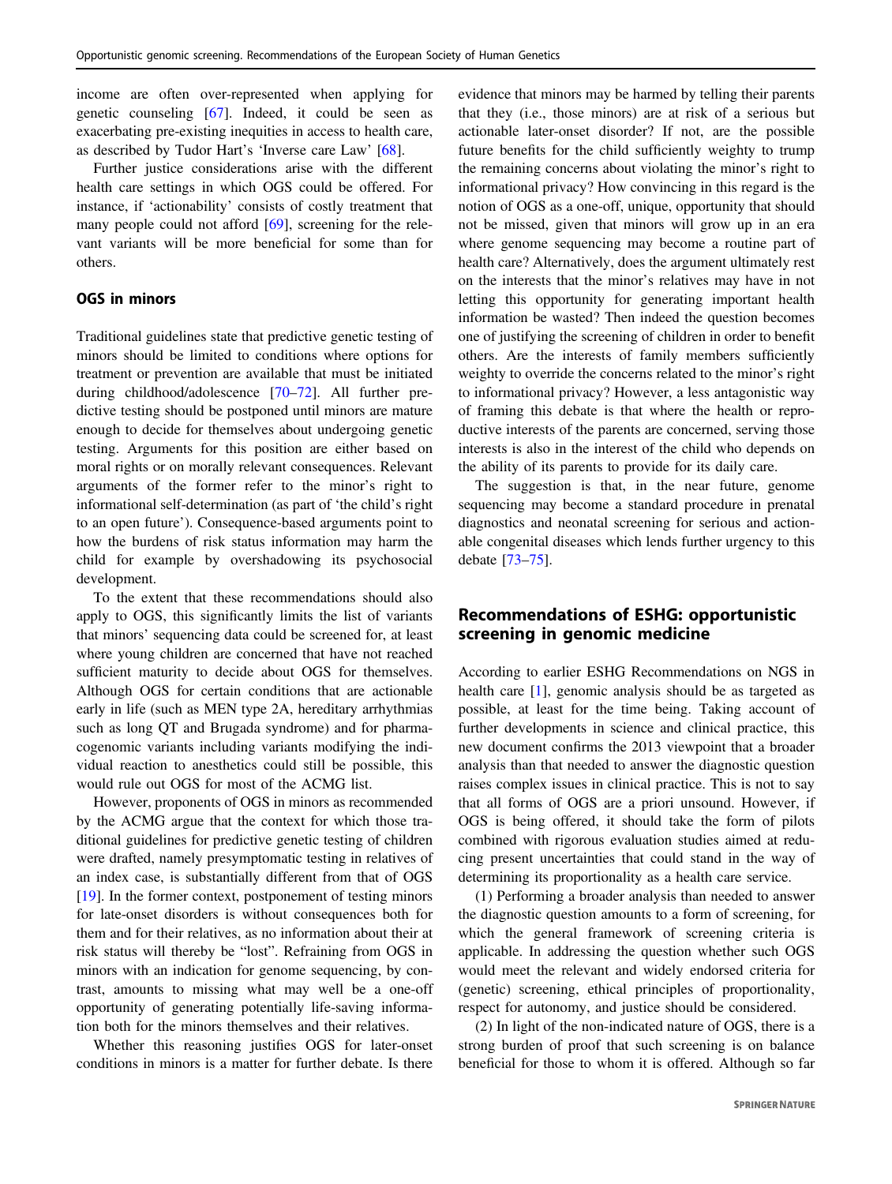income are often over-represented when applying for genetic counseling [67]. Indeed, it could be seen as exacerbating pre-existing inequities in access to health care, as described by Tudor Hart's 'Inverse care Law' [68].

Further justice considerations arise with the different health care settings in which OGS could be offered. For instance, if 'actionability' consists of costly treatment that many people could not afford [69], screening for the relevant variants will be more beneficial for some than for others.

### OGS in minors

Traditional guidelines state that predictive genetic testing of minors should be limited to conditions where options for treatment or prevention are available that must be initiated during childhood/adolescence [70–72]. All further predictive testing should be postponed until minors are mature enough to decide for themselves about undergoing genetic testing. Arguments for this position are either based on moral rights or on morally relevant consequences. Relevant arguments of the former refer to the minor's right to informational self-determination (as part of 'the child's right to an open future'). Consequence-based arguments point to how the burdens of risk status information may harm the child for example by overshadowing its psychosocial development.

To the extent that these recommendations should also apply to OGS, this significantly limits the list of variants that minors' sequencing data could be screened for, at least where young children are concerned that have not reached sufficient maturity to decide about OGS for themselves. Although OGS for certain conditions that are actionable early in life (such as MEN type 2A, hereditary arrhythmias such as long QT and Brugada syndrome) and for pharmacogenomic variants including variants modifying the individual reaction to anesthetics could still be possible, this would rule out OGS for most of the ACMG list.

However, proponents of OGS in minors as recommended by the ACMG argue that the context for which those traditional guidelines for predictive genetic testing of children were drafted, namely presymptomatic testing in relatives of an index case, is substantially different from that of OGS [19]. In the former context, postponement of testing minors for late-onset disorders is without consequences both for them and for their relatives, as no information about their at risk status will thereby be "lost". Refraining from OGS in minors with an indication for genome sequencing, by contrast, amounts to missing what may well be a one-off opportunity of generating potentially life-saving information both for the minors themselves and their relatives.

Whether this reasoning justifies OGS for later-onset conditions in minors is a matter for further debate. Is there evidence that minors may be harmed by telling their parents that they (i.e., those minors) are at risk of a serious but actionable later-onset disorder? If not, are the possible future benefits for the child sufficiently weighty to trump the remaining concerns about violating the minor's right to informational privacy? How convincing in this regard is the notion of OGS as a one-off, unique, opportunity that should not be missed, given that minors will grow up in an era where genome sequencing may become a routine part of health care? Alternatively, does the argument ultimately rest on the interests that the minor's relatives may have in not letting this opportunity for generating important health information be wasted? Then indeed the question becomes one of justifying the screening of children in order to benefit others. Are the interests of family members sufficiently weighty to override the concerns related to the minor's right to informational privacy? However, a less antagonistic way of framing this debate is that where the health or reproductive interests of the parents are concerned, serving those interests is also in the interest of the child who depends on the ability of its parents to provide for its daily care.

The suggestion is that, in the near future, genome sequencing may become a standard procedure in prenatal diagnostics and neonatal screening for serious and actionable congenital diseases which lends further urgency to this debate [73–75].

## Recommendations of ESHG: opportunistic screening in genomic medicine

According to earlier ESHG Recommendations on NGS in health care [1], genomic analysis should be as targeted as possible, at least for the time being. Taking account of further developments in science and clinical practice, this new document confirms the 2013 viewpoint that a broader analysis than that needed to answer the diagnostic question raises complex issues in clinical practice. This is not to say that all forms of OGS are a priori unsound. However, if OGS is being offered, it should take the form of pilots combined with rigorous evaluation studies aimed at reducing present uncertainties that could stand in the way of determining its proportionality as a health care service.

(1) Performing a broader analysis than needed to answer the diagnostic question amounts to a form of screening, for which the general framework of screening criteria is applicable. In addressing the question whether such OGS would meet the relevant and widely endorsed criteria for (genetic) screening, ethical principles of proportionality, respect for autonomy, and justice should be considered.

(2) In light of the non-indicated nature of OGS, there is a strong burden of proof that such screening is on balance beneficial for those to whom it is offered. Although so far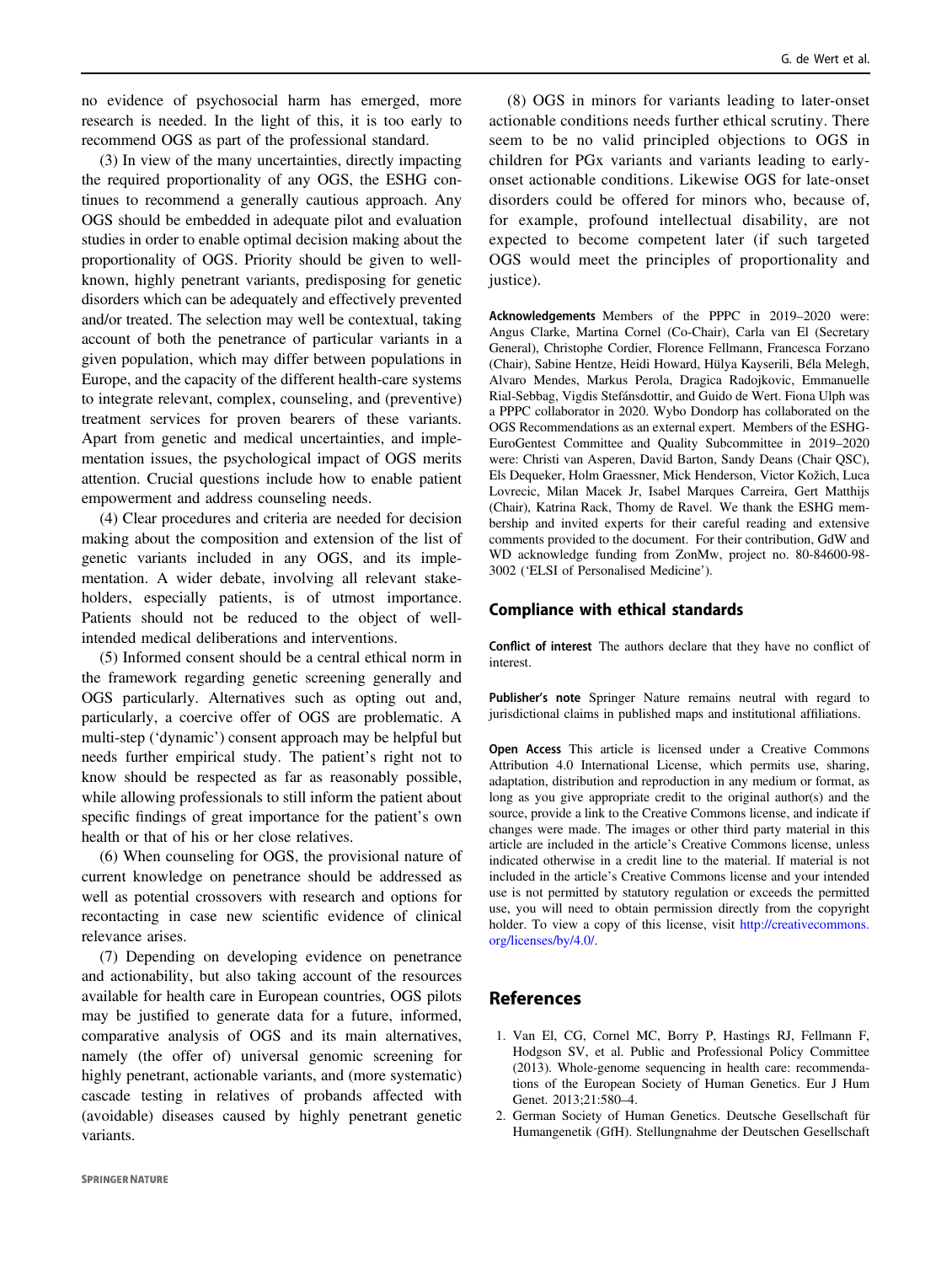no evidence of psychosocial harm has emerged, more research is needed. In the light of this, it is too early to recommend OGS as part of the professional standard.

(3) In view of the many uncertainties, directly impacting the required proportionality of any OGS, the ESHG continues to recommend a generally cautious approach. Any OGS should be embedded in adequate pilot and evaluation studies in order to enable optimal decision making about the proportionality of OGS. Priority should be given to well-known, highly penetrant variants, predisposing for genetic disorders which can be adequately and effectively prevented and/or treated. The selection may well be contextual, taking account of both the penetrance of particular variants in a given population, which may differ between populations in Europe, and the capacity of the different health-care systems to integrate relevant, complex, counseling, and (preventive) treatment services for proven bearers of these variants. Apart from genetic and medical uncertainties, and implementation issues, the psychological impact of OGS merits attention. Crucial questions include how to enable patient empowerment and address counseling needs.

(4) Clear procedures and criteria are needed for decision making about the composition and extension of the list of genetic variants included in any OGS, and its implementation. A wider debate, involving all relevant stakeholders, especially patients, is of utmost importance. Patients should not be reduced to the object of well-intended medical deliberations and interventions.

(5) Informed consent should be a central ethical norm in the framework regarding genetic screening generally and OGS particularly. Alternatives such as opting out and, particularly, a coercive offer of OGS are problematic. A multi-step ('dynamic') consent approach may be helpful but needs further empirical study. The patient's right not to know should be respected as far as reasonably possible, while allowing professionals to still inform the patient about specific findings of great importance for the patient's own health or that of his or her close relatives.

(6) When counseling for OGS, the provisional nature of current knowledge on penetrance should be addressed as well as potential crossovers with research and options for recontacting in case new scientific evidence of clinical relevance arises.

(7) Depending on developing evidence on penetrance and actionability, but also taking account of the resources available for health care in European countries, OGS pilots may be justified to generate data for a future, informed, comparative analysis of OGS and its main alternatives, namely (the offer of) universal genomic screening for highly penetrant, actionable variants, and (more systematic) cascade testing in relatives of probands affected with (avoidable) diseases caused by highly penetrant genetic variants.

(8) OGS in minors for variants leading to later-onset actionable conditions needs further ethical scrutiny. There seem to be no valid principled objections to OGS in children for PGx variants and variants leading to early-onset actionable conditions. Likewise OGS for late-onset disorders could be offered for minors who, because of, for example, profound intellectual disability, are not expected to become competent later (if such targeted OGS would meet the principles of proportionality and justice).

**Acknowledgements** Members of the PPPC in 2019–2020 were: Angus Clarke, Martina Cornel (Co-Chair), Carla van El (Secretary General), Christophe Cordier, Florence Fellmann, Francesca Forzano (Chair), Sabine Hentze, Heidi Howard, Hülya Kayserili, Béla Melegh, Alvaro Mendes, Markus Perola, Dragica Radojkovic, Emmanuelle Rial-Sebbag, Vigdis Stefánsdottir, and Guido de Wert. Fiona Ulph was a PPPC collaborator in 2020. Wybo Dondorp has collaborated on the OGS Recommendations as an external expert. Members of the ESHG-EuroGentest Committee and Quality Subcommittee in 2019–2020 were: Christi van Asperen, David Barton, Sandy Deans (Chair QSC), Els Dequeker, Holm Graessner, Mick Henderson, Victor Kožich, Luca Lovrecic, Milan Macek Jr, Isabel Marques Carreira, Gert Matthijs (Chair), Katrina Rack, Thomy de Ravel. We thank the ESHG membership and invited experts for their careful reading and extensive comments provided to the document. For their contribution, GdW and WD acknowledge funding from ZonMw, project no. 80-84600-98-3002 ('ELSI of Personalised Medicine').

## Compliance with ethical standards

**Conflict of interest** The authors declare that they have no conflict of interest.

**Publisher's note** Springer Nature remains neutral with regard to jurisdictional claims in published maps and institutional affiliations.

**Open Access** This article is licensed under a Creative Commons Attribution 4.0 International License, which permits use, sharing, adaptation, distribution and reproduction in any medium or format, as long as you give appropriate credit to the original author(s) and the source, provide a link to the Creative Commons license, and indicate if changes were made. The images or other third party material in this article are included in the article's Creative Commons license, unless indicated otherwise in a credit line to the material. If material is not included in the article's Creative Commons license and your intended use is not permitted by statutory regulation or exceeds the permitted use, you will need to obtain permission directly from the copyright holder. To view a copy of this license, visit http://creativecommons.org/licenses/by/4.0/.

## References

1. Van El, CG, Cornel MC, Borry P, Hastings RJ, Fellmann F, Hodgson SV, et al. Public and Professional Policy Committee (2013). Whole-genome sequencing in health care: recommendations of the European Society of Human Genetics. Eur J Hum Genet. 2013;21:580–4.
2. German Society of Human Genetics. Deutsche Gesellschaft für Humangenetik (GfH). Stellungnahme der Deutschen Gesellschaft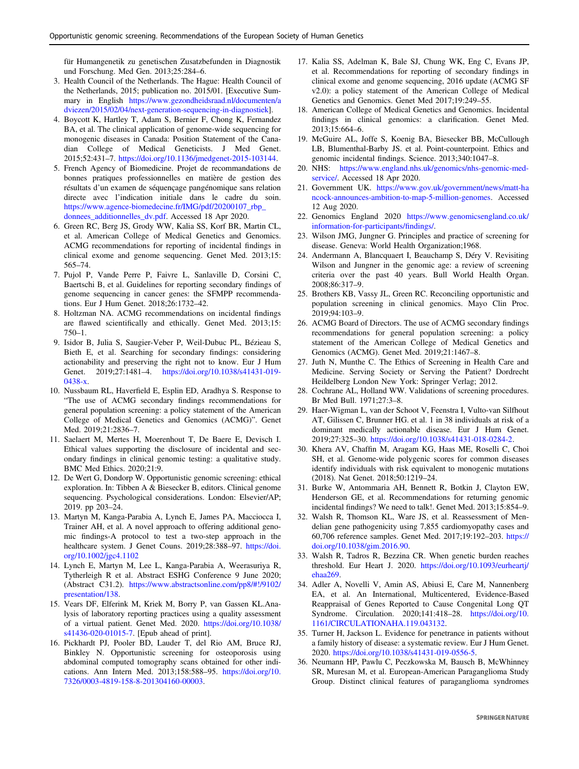für Humangenetik zu genetischen Zusatzbefunden in Diagnostik und Forschung. Med Gen. 2013;25:284–6.

3. Health Council of the Netherlands. The Hague: Health Council of the Netherlands, 2015; publication no. 2015/01. [Executive Summary in English https://www.gezondheidsraad.nl/documenten/adviezen/2015/02/04/next-generation-sequencing-in-diagnostiek].
4. Boycott K, Hartley T, Adam S, Bernier F, Chong K, Fernandez BA, et al. The clinical application of genome-wide sequencing for monogenic diseases in Canada: Position Statement of the Canadian College of Medical Geneticists. J Med Genet. 2015;52:431–7. https://doi.org/10.1136/jmedgenet-2015-103144.
5. French Agency of Biomedicine. Projet de recommandations de bonnes pratiques professionnelles en matière de gestion des résultats d'un examen de séquençage pangénomique sans relation directe avec l'indication initiale dans le cadre du soin. https://www.agence-biomedecine.fr/IMG/pdf/20200107_rbp_donnees_additionnelles_dv.pdf. Accessed 18 Apr 2020.
6. Green RC, Berg JS, Grody WW, Kalia SS, Korf BR, Martin CL, et al. American College of Medical Genetics and Genomics. ACMG recommendations for reporting of incidental findings in clinical exome and genome sequencing. Genet Med. 2013;15:565–74.
7. Pujol P, Vande Perre P, Faivre L, Sanlaville D, Corsini C, Baertschi B, et al. Guidelines for reporting secondary findings of genome sequencing in cancer genes: the SFMPP recommendations. Eur J Hum Genet. 2018;26:1732–42.
8. Holtzman NA. ACMG recommendations on incidental findings are flawed scientifically and ethically. Genet Med. 2013;15:750–1.
9. Isidor B, Julia S, Saugier-Veber P, Weil-Dubuc PL, Bézieau S, Bieth E, et al. Searching for secondary findings: considering actionability and preserving the right not to know. Eur J Hum Genet. 2019;27:1481–4. https://doi.org/10.1038/s41431-019-0438-x.
10. Nussbaum RL, Haverfield E, Esplin ED, Aradhya S. Response to "The use of ACMG secondary findings recommendations for general population screening: a policy statement of the American College of Medical Genetics and Genomics (ACMG)". Genet Med. 2019;21:2836–7.
11. Saelaert M, Mertes H, Moerenhout T, De Baere E, Devisch I. Ethical values supporting the disclosure of incidental and secondary findings in clinical genomic testing: a qualitative study. BMC Med Ethics. 2020;21:9.
12. De Wert G, Dondorp W. Opportunistic genomic screening: ethical exploration. In: Tibben A & Biesecker B, editors. Clinical genome sequencing. Psychological considerations. London: Elsevier/AP; 2019. pp 203–24.
13. Martyn M, Kanga-Parabia A, Lynch E, James PA, Macciocca I, Trainer AH, et al. A novel approach to offering additional genomic findings-A protocol to test a two-step approach in the healthcare system. J Genet Couns. 2019;28:388–97. https://doi.org/10.1002/jgc4.1102
14. Lynch E, Martyn M, Lee L, Kanga-Parabia A, Weerasuriya R, Tytherleigh R et al. Abstract ESHG Conference 9 June 2020; (Abstract C31.2). https://www.abstractsonline.com/pp8/#!/9102/presentation/138.
15. Vears DF, Elferink M, Kriek M, Borry P, van Gassen KL.Analysis of laboratory reporting practices using a quality assessment of a virtual patient. Genet Med. 2020. https://doi.org/10.1038/s41436-020-01015-7. [Epub ahead of print].
16. Pickhardt PJ, Pooler BD, Lauder T, del Rio AM, Bruce RJ, Binkley N. Opportunistic screening for osteoporosis using abdominal computed tomography scans obtained for other indications. Ann Intern Med. 2013;158:588–95. https://doi.org/10.7326/0003-4819-158-8-201304160-00003.
17. Kalia SS, Adelman K, Bale SJ, Chung WK, Eng C, Evans JP, et al. Recommendations for reporting of secondary findings in clinical exome and genome sequencing, 2016 update (ACMG SF v2.0): a policy statement of the American College of Medical Genetics and Genomics. Genet Med 2017;19:249–55.
18. American College of Medical Genetics and Genomics. Incidental findings in clinical genomics: a clarification. Genet Med. 2013;15:664–6.
19. McGuire AL, Joffe S, Koenig BA, Biesecker BB, McCullough LB, Blumenthal-Barby JS. et al. Point-counterpoint. Ethics and genomic incidental findings. Science. 2013;340:1047–8.
20. NHS: https://www.england.nhs.uk/genomics/nhs-genomic-med-service/. Accessed 18 Apr 2020.
21. Government UK. https://www.gov.uk/government/news/matt-hancock-announces-ambition-to-map-5-million-genomes. Accessed 12 Aug 2020.
22. Genomics England 2020 https://www.genomicsengland.co.uk/information-for-participants/findings/.
23. Wilson JMG, Jungner G. Principles and practice of screening for disease. Geneva: World Health Organization;1968.
24. Andermann A, Blancquaert I, Beauchamp S, Déry V. Revisiting Wilson and Jungner in the genomic age: a review of screening criteria over the past 40 years. Bull World Health Organ. 2008;86:317–9.
25. Brothers KB, Vassy JL, Green RC. Reconciling opportunistic and population screening in clinical genomics. Mayo Clin Proc. 2019;94:103–9.
26. ACMG Board of Directors. The use of ACMG secondary findings recommendations for general population screening: a policy statement of the American College of Medical Genetics and Genomics (ACMG). Genet Med. 2019;21:1467–8.
27. Juth N, Munthe C. The Ethics of Screening in Health Care and Medicine. Serving Society or Serving the Patient? Dordrecht Heildelberg London New York: Springer Verlag; 2012.
28. Cochrane AL, Holland WW. Validations of screening procedures. Br Med Bull. 1971;27:3–8.
29. Haer-Wigman L, van der Schoot V, Feenstra I, Vulto-van Silfhout AT, Gilissen C, Brunner HG. et al. 1 in 38 individuals at risk of a dominant medically actionable disease. Eur J Hum Genet. 2019;27:325–30. https://doi.org/10.1038/s41431-018-0284-2.
30. Khera AV, Chaffin M, Aragam KG, Haas ME, Roselli C, Choi SH, et al. Genome-wide polygenic scores for common diseases identify individuals with risk equivalent to monogenic mutations (2018). Nat Genet. 2018;50:1219–24.
31. Burke W, Antommaria AH, Bennett R, Botkin J, Clayton EW, Henderson GE, et al. Recommendations for returning genomic incidental findings? We need to talk!. Genet Med. 2013;15:854–9.
32. Walsh R, Thomson KL, Ware JS, et al. Reassessment of Mendelian gene pathogenicity using 7,855 cardiomyopathy cases and 60,706 reference samples. Genet Med. 2017;19:192–203. https://doi.org/10.1038/gim.2016.90.
33. Walsh R, Tadros R, Bezzina CR. When genetic burden reaches threshold. Eur Heart J. 2020. https://doi.org/10.1093/eurheartj/ehaa269.
34. Adler A, Novelli V, Amin AS, Abiusi E, Care M, Nannenberg EA, et al. An International, Multicentered, Evidence-Based Reappraisal of Genes Reported to Cause Congenital Long QT Syndrome. Circulation. 2020;141:418–28. https://doi.org/10.1161/CIRCULATIONAHA.119.043132.
35. Turner H, Jackson L. Evidence for penetrance in patients without a family history of disease: a systematic review. Eur J Hum Genet. 2020. https://doi.org/10.1038/s41431-019-0556-5.
36. Neumann HP, Pawlu C, Peczkowska M, Bausch B, McWhinney SR, Muresan M, et al. European-American Paraganglioma Study Group. Distinct clinical features of paraganglioma syndromes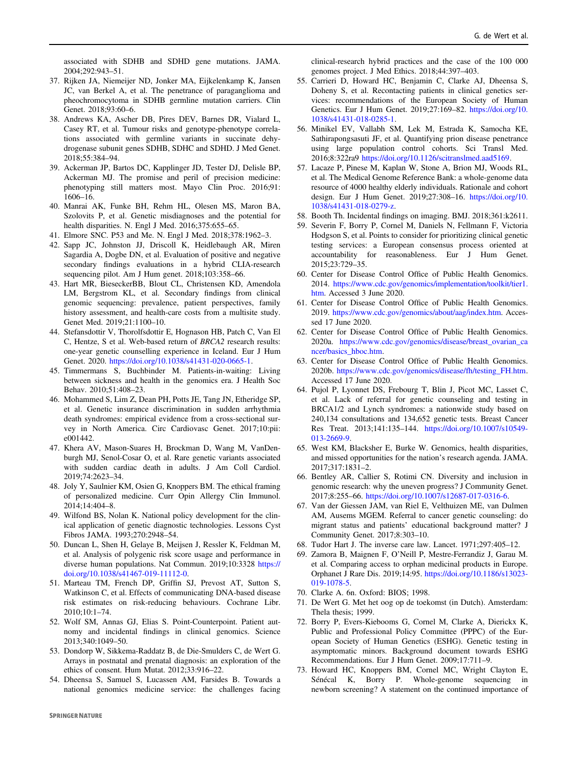associated with SDHB and SDHD gene mutations. JAMA. 2004;292:943–51.

37. Rijken JA, Niemeijer ND, Jonker MA, Eijkelenkamp K, Jansen JC, van Berkel A, et al. The penetrance of paraganglioma and pheochromocytoma in SDHB germline mutation carriers. Clin Genet. 2018;93:60–6.
38. Andrews KA, Ascher DB, Pires DEV, Barnes DR, Vialard L, Casey RT, et al. Tumour risks and genotype-phenotype correlations associated with germline variants in succinate dehydrogenase subunit genes SDHB, SDHC and SDHD. J Med Genet. 2018;55:384–94.
39. Ackerman JP, Bartos DC, Kapplinger JD, Tester DJ, Delisle BP, Ackerman MJ. The promise and peril of precision medicine: phenotyping still matters most. Mayo Clin Proc. 2016;91:1606–16.
40. Manrai AK, Funke BH, Rehm HL, Olesen MS, Maron BA, Szolovits P, et al. Genetic misdiagnoses and the potential for health disparities. N. Engl J Med. 2016;375:655–65.
41. Elmore SNC. P53 and Me. N. Engl J Med. 2018;378:1962–3.
42. Sapp JC, Johnston JJ, Driscoll K, Heidlebaugh AR, Miren Sagardia A, Dogbe DN, et al. Evaluation of positive and negative secondary findings evaluations in a hybrid CLIA-research sequencing pilot. Am J Hum genet. 2018;103:358–66.
43. Hart MR, BieseckerBB, Blout CL, Christensen KD, Amendola LM, Bergstrom KL, et al. Secondary findings from clinical genomic sequencing: prevalence, patient perspectives, family history assessment, and health-care costs from a multisite study. Genet Med. 2019;21:1100–10.
44. Stefansdottir V, Thorolfsdottir E, Hognason HB, Patch C, Van El C, Hentze, S et al. Web-based return of *BRCA2* research results: one-year genetic counselling experience in Iceland. Eur J Hum Genet. 2020. https://doi.org/10.1038/s41431-020-0665-1.
45. Timmermans S, Buchbinder M. Patients-in-waiting: Living between sickness and health in the genomics era. J Health Soc Behav. 2010;51:408–23.
46. Mohammed S, Lim Z, Dean PH, Potts JE, Tang JN, Etheridge SP, et al. Genetic insurance discrimination in sudden arrhythmia death syndromes: empirical evidence from a cross-sectional survey in North America. Circ Cardiovasc Genet. 2017;10:pii: e001442.
47. Khera AV, Mason-Suares H, Brockman D, Wang M, VanDenburgh MJ, Senol-Cosar O, et al. Rare genetic variants associated with sudden cardiac death in adults. J Am Coll Cardiol. 2019;74:2623–34.
48. Joly Y, Saulnier KM, Osien G, Knoppers BM. The ethical framing of personalized medicine. Curr Opin Allergy Clin Immunol. 2014;14:404–8.
49. Wilfond BS, Nolan K. National policy development for the clinical application of genetic diagnostic technologies. Lessons Cyst Fibros JAMA. 1993;270:2948–54.
50. Duncan L, Shen H, Gelaye B, Meijsen J, Ressler K, Feldman M, et al. Analysis of polygenic risk score usage and performance in diverse human populations. Nat Commun. 2019;10:3328 https://doi.org/10.1038/s41467-019-11112-0.
51. Marteau TM, French DP, Griffin SJ, Prevost AT, Sutton S, Watkinson C, et al. Effects of communicating DNA-based disease risk estimates on risk-reducing behaviours. Cochrane Libr. 2010;10:1–74.
52. Wolf SM, Annas GJ, Elias S. Point-Counterpoint. Patient autnomy and incidental findings in clinical genomics. Science 2013;340:1049–50.
53. Dondorp W, Sikkema-Raddatz B, de Die-Smulders C, de Wert G. Arrays in postnatal and prenatal diagnosis: an exploration of the ethics of consent. Hum Mutat. 2012;33:916–22.
54. Dheensa S, Samuel S, Lucassen AM, Farsides B. Towards a national genomics medicine service: the challenges facing clinical-research hybrid practices and the case of the 100 000 genomes project. J Med Ethics. 2018;44:397–403.
55. Carrieri D, Howard HC, Benjamin C, Clarke AJ, Dheensa S, Doheny S, et al. Recontacting patients in clinical genetics services: recommendations of the European Society of Human Genetics. Eur J Hum Genet. 2019;27:169–82. https://doi.org/10.1038/s41431-018-0285-1.
56. Minikel EV, Vallabh SM, Lek M, Estrada K, Samocha KE, Sathirapongsasuti JF, et al. Quantifying prion disease penetrance using large population control cohorts. Sci Transl Med. 2016;8:322ra9 https://doi.org/10.1126/scitranslmed.aad5169.
57. Lacaze P, Pinese M, Kaplan W, Stone A, Brion MJ, Woods RL, et al. The Medical Genome Reference Bank: a whole-genome data resource of 4000 healthy elderly individuals. Rationale and cohort design. Eur J Hum Genet. 2019;27:308–16. https://doi.org/10.1038/s41431-018-0279-z.
58. Booth Th. Incidental findings on imaging. BMJ. 2018;361:k2611.
59. Severin F, Borry P, Cornel M, Daniels N, Fellmann F, Victoria Hodgson S, et al. Points to consider for prioritizing clinical genetic testing services: a European consensus process oriented at accountability for reasonableness. Eur J Hum Genet. 2015;23:729–35.
60. Center for Disease Control Office of Public Health Genomics. 2014. https://www.cdc.gov/genomics/implementation/toolkit/tier1.htm. Accessed 3 June 2020.
61. Center for Disease Control Office of Public Health Genomics. 2019. https://www.cdc.gov/genomics/about/aag/index.htm. Accessed 17 June 2020.
62. Center for Disease Control Office of Public Health Genomics. 2020a. https://www.cdc.gov/genomics/disease/breast_ovarian_cancer/basics_hboc.htm.
63. Center for Disease Control Office of Public Health Genomics. 2020b. https://www.cdc.gov/genomics/disease/fh/testing_FH.htm. Accessed 17 June 2020.
64. Pujol P, Lyonnet DS, Frebourg T, Blin J, Picot MC, Lasset C, et al. Lack of referral for genetic counseling and testing in BRCA1/2 and Lynch syndromes: a nationwide study based on 240,134 consultations and 134,652 genetic tests. Breast Cancer Res Treat. 2013;141:135–144. https://doi.org/10.1007/s10549-013-2669-9.
65. West KM, Blacksher E, Burke W. Genomics, health disparities, and missed opportunities for the nation's research agenda. JAMA. 2017;317:1831–2.
66. Bentley AR, Callier S, Rotimi CN. Diversity and inclusion in genomic research: why the uneven progress? J Community Genet. 2017;8:255–66. https://doi.org/10.1007/s12687-017-0316-6.
67. Van der Giessen JAM, van Riel E, Velthuizen ME, van Dulmen AM, Ausems MGEM. Referral to cancer genetic counseling: do migrant status and patients' educational background matter? J Community Genet. 2017;8:303–10.
68. Tudor Hart J. The inverse care law. Lancet. 1971;297:405–12.
69. Zamora B, Maignen F, O'Neill P, Mestre-Ferrandiz J, Garau M. et al. Comparing access to orphan medicinal products in Europe. Orphanet J Rare Dis. 2019;14:95. https://doi.org/10.1186/s13023-019-1078-5.
70. Clarke A. 6n. Oxford: BIOS; 1998.
71. De Wert G. Met het oog op de toekomst (in Dutch). Amsterdam: Thela thesis; 1999.
72. Borry P, Evers-Kiebooms G, Cornel M, Clarke A, Dierickx K, Public and Professional Policy Committee (PPPC) of the European Society of Human Genetics (ESHG). Genetic testing in asymptomatic minors. Background document towards ESHG Recommendations. Eur J Hum Genet. 2009;17:711–9.
73. Howard HC, Knoppers BM, Cornel MC, Wright Clayton E, Sénécal K, Borry P. Whole-genome sequencing in newborn screening? A statement on the continued importance of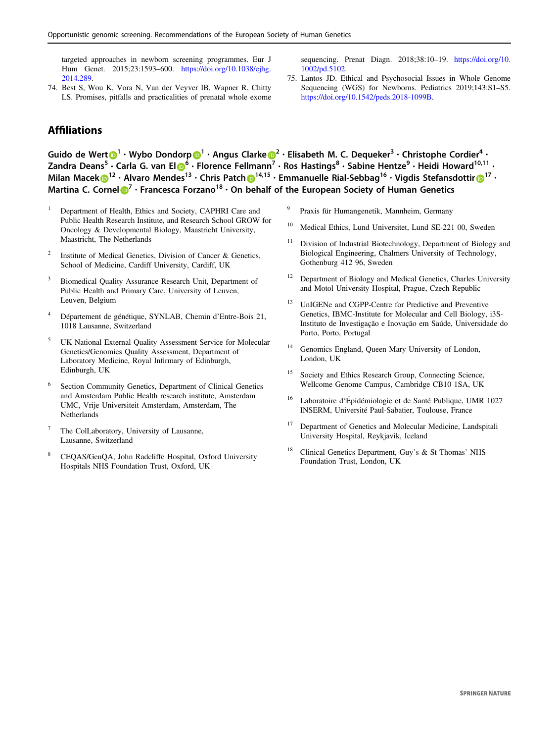targeted approaches in newborn screening programmes. Eur J Hum Genet. 2015;23:1593–600. https://doi.org/10.1038/ejhg.2014.289.

74. Best S, Wou K, Vora N, Van der Veyver IB, Wapner R, Chitty LS. Promises, pitfalls and practicalities of prenatal whole exome sequencing. Prenat Diagn. 2018;38:10–19. https://doi.org/10.1002/pd.5102.

75. Lantos JD. Ethical and Psychosocial Issues in Whole Genome Sequencing (WGS) for Newborns. Pediatrics 2019;143:S1–S5. https://doi.org/10.1542/peds.2018-1099B.

## Affiliations

**Guido de Wert[1] · Wybo Dondorp[1] · Angus Clarke[2] · Elisabeth M. C. Dequeker[3] · Christophe Cordier[4] · Zandra Deans[5] · Carla G. van El[6] · Florence Fellmann[7] · Ros Hastings[8] · Sabine Hentze[9] · Heidi Howard[10,11] · Milan Macek[12] · Alvaro Mendes[13] · Chris Patch[14,15] · Emmanuelle Rial-Sebbag[16] · Vigdis Stefansdottir[17] · Martina C. Cornel[7] · Francesca Forzano[18] · On behalf of the European Society of Human Genetics**

1. Department of Health, Ethics and Society, CAPHRI Care and Public Health Research Institute, and Research School GROW for Oncology & Developmental Biology, Maastricht University, Maastricht, The Netherlands
2. Institute of Medical Genetics, Division of Cancer & Genetics, School of Medicine, Cardiff University, Cardiff, UK
3. Biomedical Quality Assurance Research Unit, Department of Public Health and Primary Care, University of Leuven, Leuven, Belgium
4. Département de génétique, SYNLAB, Chemin d'Entre-Bois 21, 1018 Lausanne, Switzerland
5. UK National External Quality Assessment Service for Molecular Genetics/Genomics Quality Assessment, Department of Laboratory Medicine, Royal Infirmary of Edinburgh, Edinburgh, UK
6. Section Community Genetics, Department of Clinical Genetics and Amsterdam Public Health research institute, Amsterdam UMC, Vrije Universiteit Amsterdam, Amsterdam, The Netherlands
7. The ColLaboratory, University of Lausanne, Lausanne, Switzerland
8. CEQAS/GenQA, John Radcliffe Hospital, Oxford University Hospitals NHS Foundation Trust, Oxford, UK
9. Praxis für Humangenetik, Mannheim, Germany
10. Medical Ethics, Lund Universitet, Lund SE-221 00, Sweden
11. Division of Industrial Biotechnology, Department of Biology and Biological Engineering, Chalmers University of Technology, Gothenburg 412 96, Sweden
12. Department of Biology and Medical Genetics, Charles University and Motol University Hospital, Prague, Czech Republic
13. UnIGENe and CGPP-Centre for Predictive and Preventive Genetics, IBMC-Institute for Molecular and Cell Biology, i3S-Instituto de Investigação e Inovação em Saúde, Universidade do Porto, Porto, Portugal
14. Genomics England, Queen Mary University of London, London, UK
15. Society and Ethics Research Group, Connecting Science, Wellcome Genome Campus, Cambridge CB10 1SA, UK
16. Laboratoire d'Épidémiologie et de Santé Publique, UMR 1027 INSERM, Université Paul-Sabatier, Toulouse, France
17. Department of Genetics and Molecular Medicine, Landspitali University Hospital, Reykjavik, Iceland
18. Clinical Genetics Department, Guy's & St Thomas' NHS Foundation Trust, London, UK